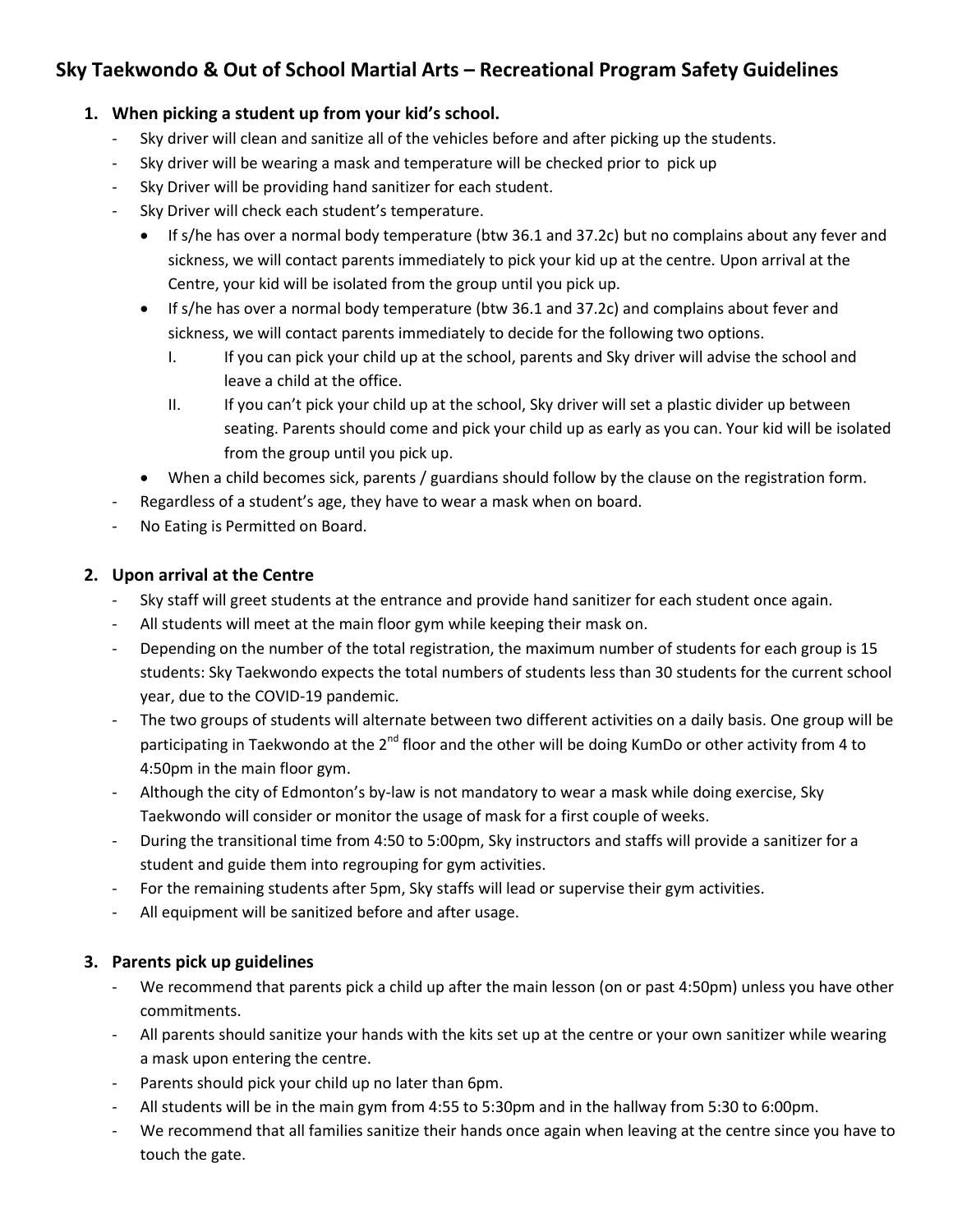## Sky Taekwondo & Out of School Martial Arts – Recreational Program Safety Guidelines

1. **When picking a student up from your kid's school.**
   - Sky driver will clean and sanitize all of the vehicles before and after picking up the students.
   - Sky driver will be wearing a mask and temperature will be checked prior to pick up
   - Sky Driver will be providing hand sanitizer for each student.
   - Sky Driver will check each student's temperature.
     - If s/he has over a normal body temperature (btw 36.1 and 37.2c) but no complains about any fever and sickness, we will contact parents immediately to pick your kid up at the centre. Upon arrival at the Centre, your kid will be isolated from the group until you pick up.
     - If s/he has over a normal body temperature (btw 36.1 and 37.2c) and complains about fever and sickness, we will contact parents immediately to decide for the following two options.
       - I. If you can pick your child up at the school, parents and Sky driver will advise the school and leave a child at the office.
       - II. If you can't pick your child up at the school, Sky driver will set a plastic divider up between seating. Parents should come and pick your child up as early as you can. Your kid will be isolated from the group until you pick up.
     - When a child becomes sick, parents / guardians should follow by the clause on the registration form.
   - Regardless of a student's age, they have to wear a mask when on board.
   - No Eating is Permitted on Board.

2. **Upon arrival at the Centre**
   - Sky staff will greet students at the entrance and provide hand sanitizer for each student once again.
   - All students will meet at the main floor gym while keeping their mask on.
   - Depending on the number of the total registration, the maximum number of students for each group is 15 students: Sky Taekwondo expects the total numbers of students less than 30 students for the current school year, due to the COVID-19 pandemic.
   - The two groups of students will alternate between two different activities on a daily basis. One group will be participating in Taekwondo at the 2nd floor and the other will be doing KumDo or other activity from 4 to 4:50pm in the main floor gym.
   - Although the city of Edmonton's by-law is not mandatory to wear a mask while doing exercise, Sky Taekwondo will consider or monitor the usage of mask for a first couple of weeks.
   - During the transitional time from 4:50 to 5:00pm, Sky instructors and staffs will provide a sanitizer for a student and guide them into regrouping for gym activities.
   - For the remaining students after 5pm, Sky staffs will lead or supervise their gym activities.
   - All equipment will be sanitized before and after usage.

3. **Parents pick up guidelines**
   - We recommend that parents pick a child up after the main lesson (on or past 4:50pm) unless you have other commitments.
   - All parents should sanitize your hands with the kits set up at the centre or your own sanitizer while wearing a mask upon entering the centre.
   - Parents should pick your child up no later than 6pm.
   - All students will be in the main gym from 4:55 to 5:30pm and in the hallway from 5:30 to 6:00pm.
   - We recommend that all families sanitize their hands once again when leaving at the centre since you have to touch the gate.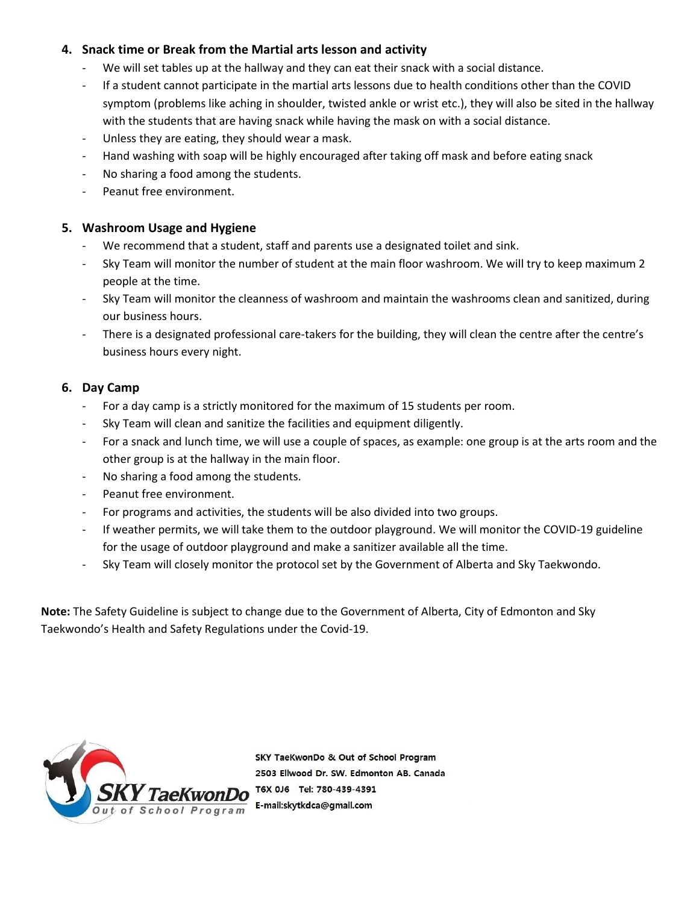4. **Snack time or Break from the Martial arts lesson and activity**
   - We will set tables up at the hallway and they can eat their snack with a social distance.
   - If a student cannot participate in the martial arts lessons due to health conditions other than the COVID symptom (problems like aching in shoulder, twisted ankle or wrist etc.), they will also be sited in the hallway with the students that are having snack while having the mask on with a social distance.
   - Unless they are eating, they should wear a mask.
   - Hand washing with soap will be highly encouraged after taking off mask and before eating snack
   - No sharing a food among the students.
   - Peanut free environment.

5. **Washroom Usage and Hygiene**
   - We recommend that a student, staff and parents use a designated toilet and sink.
   - Sky Team will monitor the number of student at the main floor washroom. We will try to keep maximum 2 people at the time.
   - Sky Team will monitor the cleanness of washroom and maintain the washrooms clean and sanitized, during our business hours.
   - There is a designated professional care-takers for the building, they will clean the centre after the centre's business hours every night.

6. **Day Camp**
   - For a day camp is a strictly monitored for the maximum of 15 students per room.
   - Sky Team will clean and sanitize the facilities and equipment diligently.
   - For a snack and lunch time, we will use a couple of spaces, as example: one group is at the arts room and the other group is at the hallway in the main floor.
   - No sharing a food among the students.
   - Peanut free environment.
   - For programs and activities, the students will be also divided into two groups.
   - If weather permits, we will take them to the outdoor playground. We will monitor the COVID-19 guideline for the usage of outdoor playground and make a sanitizer available all the time.
   - Sky Team will closely monitor the protocol set by the Government of Alberta and Sky Taekwondo.

**Note:** The Safety Guideline is subject to change due to the Government of Alberta, City of Edmonton and Sky Taekwondo's Health and Safety Regulations under the Covid-19.

SKY TaeKwonDo
Out of School Program

SKY TaeKwonDo & Out of School Program
2503 Ellwood Dr. SW. Edmonton AB. Canada
T6X 0J6 Tel: 780-439-4391
E-mail:skytkdca@gmail.com